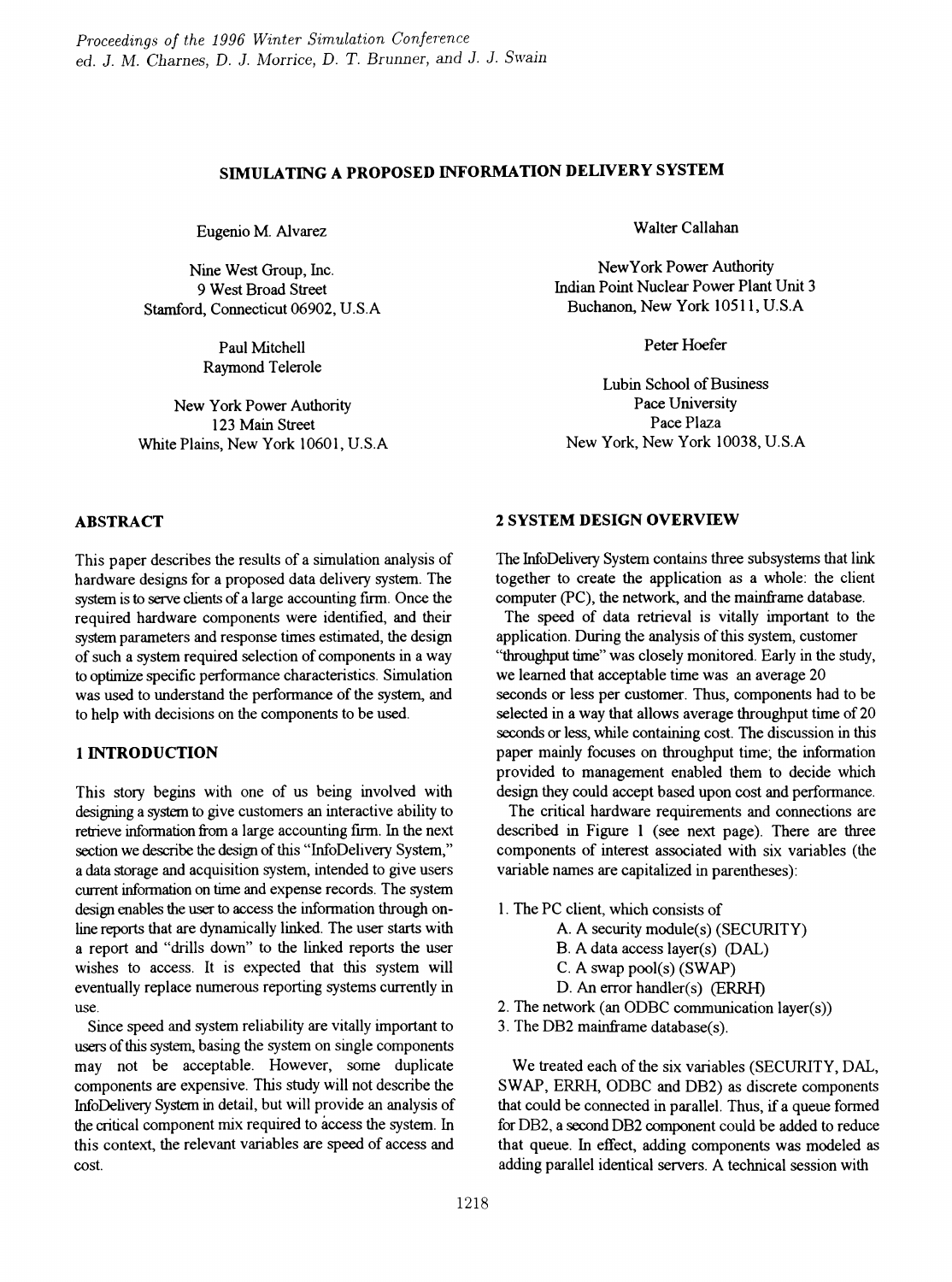# SIMULATING A PROPOSED INFORMATION DELIVERY SYSTEM

Eugenio M. Alvarez

Nine West Group, Inc.
9 West Broad Street
Stamford, Connecticut 06902, U.S.A

Paul Mitchell
Raymond Telerole

New York Power Authority
123 Main Street
White Plains, New York 10601, U.S.A

Walter Callahan

NewYork Power Authority
Indian Point Nuclear Power Plant Unit 3
Buchanon, New York 10511, U.S.A

Peter Hoefer

Lubin School of Business
Pace University
Pace Plaza
New York, New York 10038, U.S.A

## ABSTRACT

This paper describes the results of a simulation analysis of hardware designs for a proposed data delivery system. The system is to serve clients of a large accounting firm. Once the required hardware components were identified, and their system parameters and response times estimated, the design of such a system required selection of components in a way to optimize specific performance characteristics. Simulation was used to understand the performance of the system, and to help with decisions on the components to be used.

## 1 INTRODUCTION

This story begins with one of us being involved with designing a system to give customers an interactive ability to retrieve information from a large accounting firm. In the next section we describe the design of this "InfoDelivery System," a data storage and acquisition system, intended to give users current information on time and expense records. The system design enables the user to access the information through on-line reports that are dynamically linked. The user starts with a report and "drills down" to the linked reports the user wishes to access. It is expected that this system will eventually replace numerous reporting systems currently in use.

Since speed and system reliability are vitally important to users of this system, basing the system on single components may not be acceptable. However, some duplicate components are expensive. This study will not describe the InfoDelivery System in detail, but will provide an analysis of the critical component mix required to access the system. In this context, the relevant variables are speed of access and cost.

## 2 SYSTEM DESIGN OVERVIEW

The InfoDelivery System contains three subsystems that link together to create the application as a whole: the client computer (PC), the network, and the mainframe database.

The speed of data retrieval is vitally important to the application. During the analysis of this system, customer "throughput time" was closely monitored. Early in the study, we learned that acceptable time was an average 20 seconds or less per customer. Thus, components had to be selected in a way that allows average throughput time of 20 seconds or less, while containing cost. The discussion in this paper mainly focuses on throughput time; the information provided to management enabled them to decide which design they could accept based upon cost and performance.

The critical hardware requirements and connections are described in Figure 1 (see next page). There are three components of interest associated with six variables (the variable names are capitalized in parentheses):

1. The PC client, which consists of
   - A. A security module(s) (SECURITY)
   - B. A data access layer(s) (DAL)
   - C. A swap pool(s) (SWAP)
   - D. An error handler(s) (ERRH)
2. The network (an ODBC communication layer(s))
3. The DB2 mainframe database(s).

We treated each of the six variables (SECURITY, DAL, SWAP, ERRH, ODBC and DB2) as discrete components that could be connected in parallel. Thus, if a queue formed for DB2, a second DB2 component could be added to reduce that queue. In effect, adding components was modeled as adding parallel identical servers. A technical session with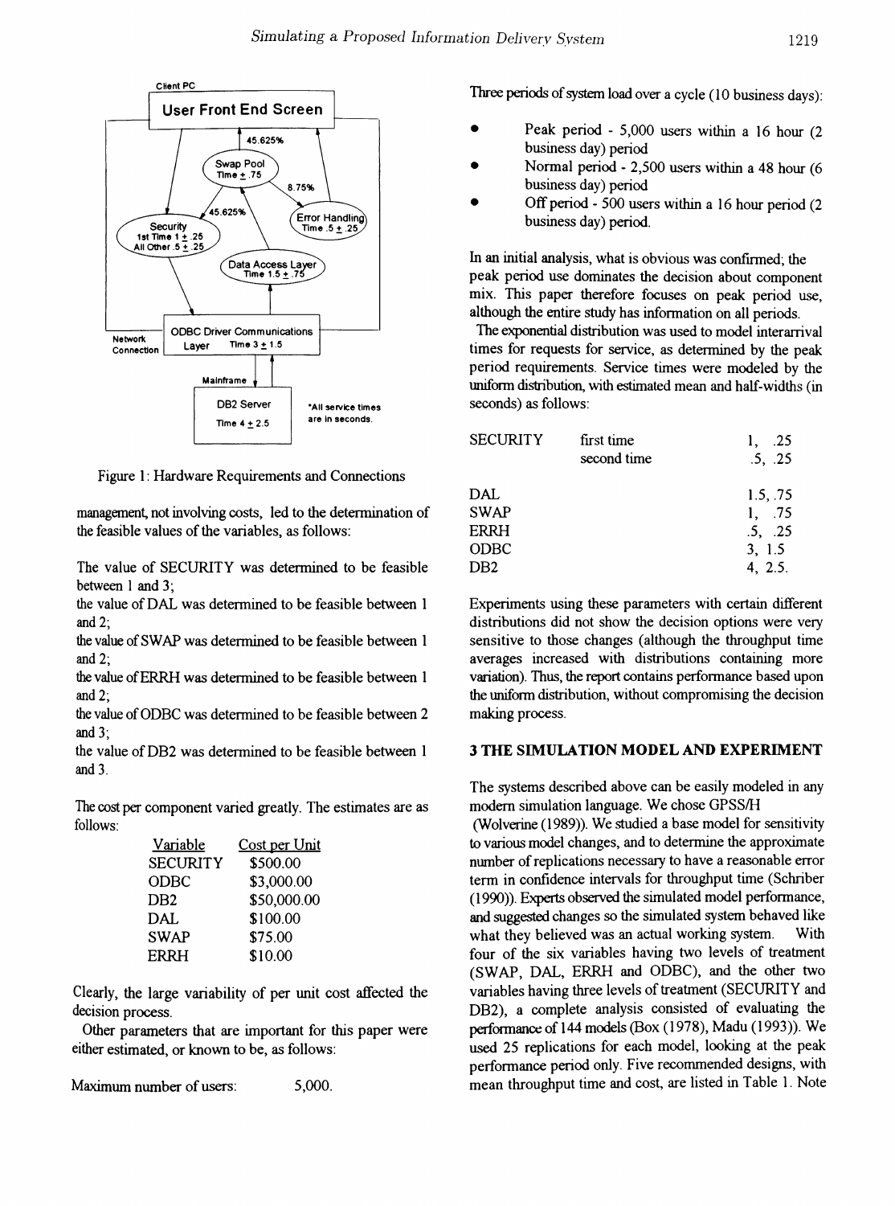Client PC

User Front End Screen

45.625%

Swap Pool Time ± .75

8.75%

45.625%

Error Handling Time .5 ± .25

Security 1st Time 1 ± .25 All Other .5 ± .25

Data Access Layer Time 1.5 ± .75

Network Connection

ODBC Driver Communications Layer Time 3 ± 1.5

Mainframe

DB2 Server Time 4 ± 2.5

*All service times are in seconds.

Figure 1: Hardware Requirements and Connections

management, not involving costs, led to the determination of the feasible values of the variables, as follows:

The value of SECURITY was determined to be feasible between 1 and 3;

the value of DAL was determined to be feasible between 1 and 2;

the value of SWAP was determined to be feasible between 1 and 2;

the value of ERRH was determined to be feasible between 1 and 2;

the value of ODBC was determined to be feasible between 2 and 3;

the value of DB2 was determined to be feasible between 1 and 3.

The cost per component varied greatly. The estimates are as follows:

| Variable | Cost per Unit |
|---|---|
| SECURITY | \$500.00 |
| ODBC | \$3,000.00 |
| DB2 | \$50,000.00 |
| DAL | \$100.00 |
| SWAP | \$75.00 |
| ERRH | \$10.00 |

Clearly, the large variability of per unit cost affected the decision process.

Other parameters that are important for this paper were either estimated, or known to be, as follows:

Maximum number of users: 5,000.

Three periods of system load over a cycle (10 business days):

- Peak period - 5,000 users within a 16 hour (2 business day) period
- Normal period - 2,500 users within a 48 hour (6 business day) period
- Off period - 500 users within a 16 hour period (2 business day) period.

In an initial analysis, what is obvious was confirmed; the peak period use dominates the decision about component mix. This paper therefore focuses on peak period use, although the entire study has information on all periods.

The exponential distribution was used to model interarrival times for requests for service, as determined by the peak period requirements. Service times were modeled by the uniform distribution, with estimated mean and half-widths (in seconds) as follows:

| | | |
|---|---|---|
| SECURITY | first time | 1, .25 |
| | second time | .5, .25 |
| DAL | | 1.5, .75 |
| SWAP | | 1, .75 |
| ERRH | | .5, .25 |
| ODBC | | 3, 1.5 |
| DB2 | | 4, 2.5. |

Experiments using these parameters with certain different distributions did not show the decision options were very sensitive to those changes (although the throughput time averages increased with distributions containing more variation). Thus, the report contains performance based upon the uniform distribution, without compromising the decision making process.

## 3 THE SIMULATION MODEL AND EXPERIMENT

The systems described above can be easily modeled in any modern simulation language. We chose GPSS/H (Wolverine (1989)). We studied a base model for sensitivity to various model changes, and to determine the approximate number of replications necessary to have a reasonable error term in confidence intervals for throughput time (Schriber (1990)). Experts observed the simulated model performance, and suggested changes so the simulated system behaved like what they believed was an actual working system. With four of the six variables having two levels of treatment (SWAP, DAL, ERRH and ODBC), and the other two variables having three levels of treatment (SECURITY and DB2), a complete analysis consisted of evaluating the performance of 144 models (Box (1978), Madu (1993)). We used 25 replications for each model, looking at the peak performance period only. Five recommended designs, with mean throughput time and cost, are listed in Table 1. Note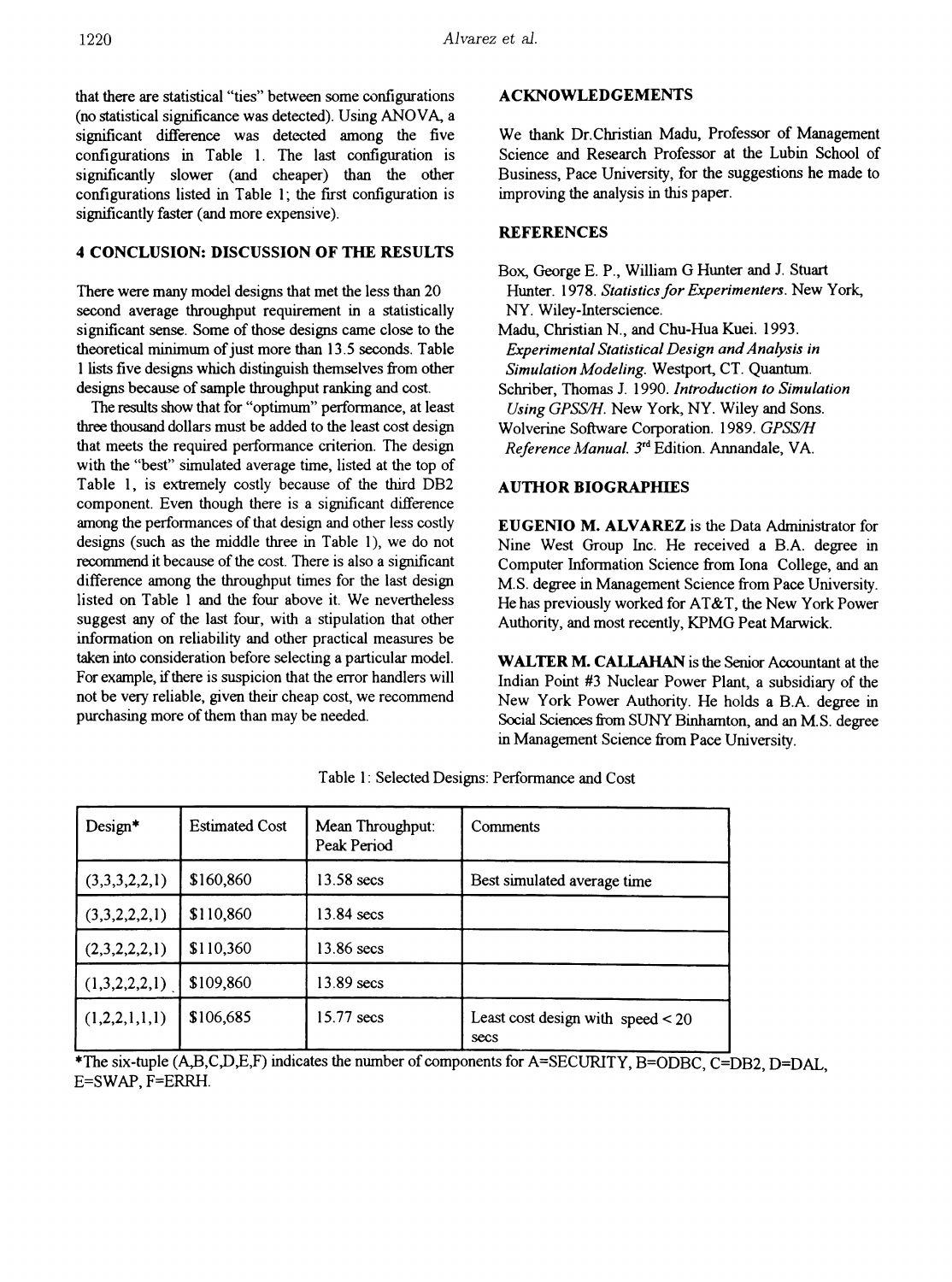that there are statistical "ties" between some configurations (no statistical significance was detected). Using ANOVA, a significant difference was detected among the five configurations in Table 1. The last configuration is significantly slower (and cheaper) than the other configurations listed in Table 1; the first configuration is significantly faster (and more expensive).

## 4 CONCLUSION: DISCUSSION OF THE RESULTS

There were many model designs that met the less than 20 second average throughput requirement in a statistically significant sense. Some of those designs came close to the theoretical minimum of just more than 13.5 seconds. Table 1 lists five designs which distinguish themselves from other designs because of sample throughput ranking and cost.

The results show that for "optimum" performance, at least three thousand dollars must be added to the least cost design that meets the required performance criterion. The design with the "best" simulated average time, listed at the top of Table 1, is extremely costly because of the third DB2 component. Even though there is a significant difference among the performances of that design and other less costly designs (such as the middle three in Table 1), we do not recommend it because of the cost. There is also a significant difference among the throughput times for the last design listed on Table 1 and the four above it. We nevertheless suggest any of the last four, with a stipulation that other information on reliability and other practical measures be taken into consideration before selecting a particular model. For example, if there is suspicion that the error handlers will not be very reliable, given their cheap cost, we recommend purchasing more of them than may be needed.

## ACKNOWLEDGEMENTS

We thank Dr.Christian Madu, Professor of Management Science and Research Professor at the Lubin School of Business, Pace University, for the suggestions he made to improving the analysis in this paper.

## REFERENCES

Box, George E. P., William G Hunter and J. Stuart Hunter. 1978. *Statistics for Experimenters*. New York, NY. Wiley-Interscience.

Madu, Christian N., and Chu-Hua Kuei. 1993. *Experimental Statistical Design and Analysis in Simulation Modeling*. Westport, CT. Quantum.

Schriber, Thomas J. 1990. *Introduction to Simulation Using GPSS/H*. New York, NY. Wiley and Sons.

Wolverine Software Corporation. 1989. *GPSS/H Reference Manual*. 3rd Edition. Annandale, VA.

## AUTHOR BIOGRAPHIES

**EUGENIO M. ALVAREZ** is the Data Administrator for Nine West Group Inc. He received a B.A. degree in Computer Information Science from Iona College, and an M.S. degree in Management Science from Pace University. He has previously worked for AT&T, the New York Power Authority, and most recently, KPMG Peat Marwick.

**WALTER M. CALLAHAN** is the Senior Accountant at the Indian Point #3 Nuclear Power Plant, a subsidiary of the New York Power Authority. He holds a B.A. degree in Social Sciences from SUNY Binhamton, and an M.S. degree in Management Science from Pace University.

Table 1: Selected Designs: Performance and Cost

| Design* | Estimated Cost | Mean Throughput: Peak Period | Comments |
|---|---|---|---|
| (3,3,3,2,2,1) | $160,860 | 13.58 secs | Best simulated average time |
| (3,3,2,2,2,1) | $110,860 | 13.84 secs | |
| (2,3,2,2,2,1) | $110,360 | 13.86 secs | |
| (1,3,2,2,2,1) | $109,860 | 13.89 secs | |
| (1,2,2,1,1,1) | $106,685 | 15.77 secs | Least cost design with speed < 20 secs |

*The six-tuple (A,B,C,D,E,F) indicates the number of components for A=SECURITY, B=ODBC, C=DB2, D=DAL, E=SWAP, F=ERRH.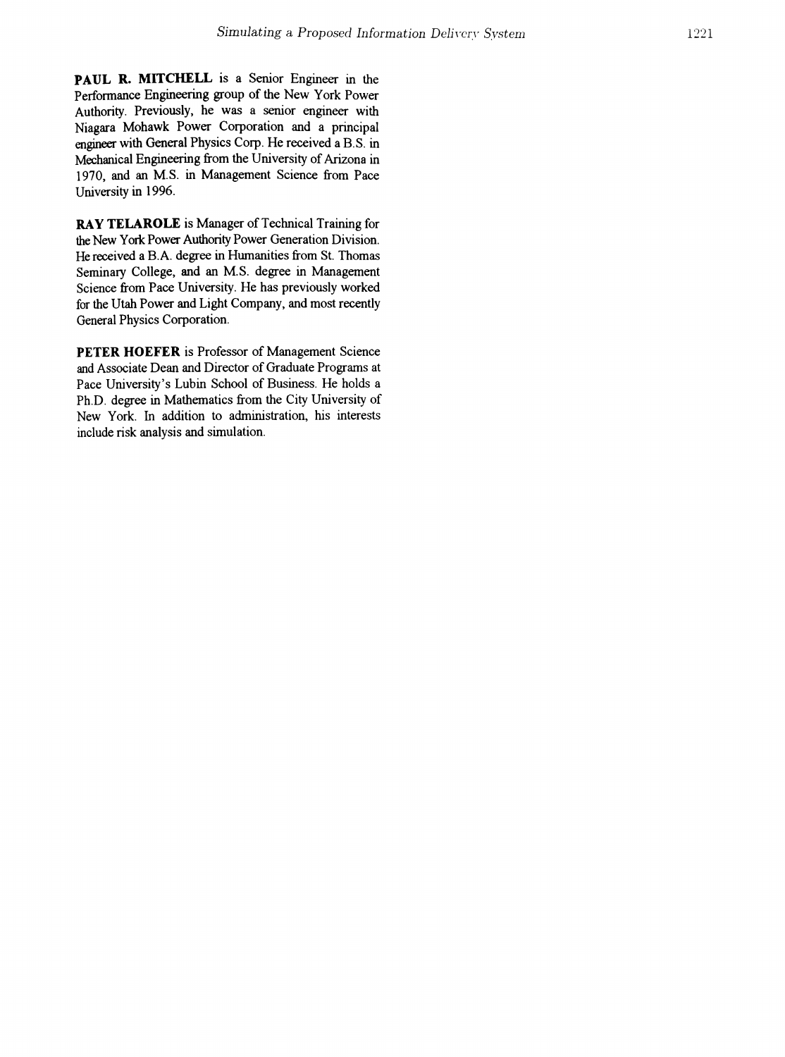**PAUL R. MITCHELL** is a Senior Engineer in the Performance Engineering group of the New York Power Authority. Previously, he was a senior engineer with Niagara Mohawk Power Corporation and a principal engineer with General Physics Corp. He received a B.S. in Mechanical Engineering from the University of Arizona in 1970, and an M.S. in Management Science from Pace University in 1996.

**RAY TELAROLE** is Manager of Technical Training for the New York Power Authority Power Generation Division. He received a B.A. degree in Humanities from St. Thomas Seminary College, and an M.S. degree in Management Science from Pace University. He has previously worked for the Utah Power and Light Company, and most recently General Physics Corporation.

**PETER HOEFER** is Professor of Management Science and Associate Dean and Director of Graduate Programs at Pace University's Lubin School of Business. He holds a Ph.D. degree in Mathematics from the City University of New York. In addition to administration, his interests include risk analysis and simulation.